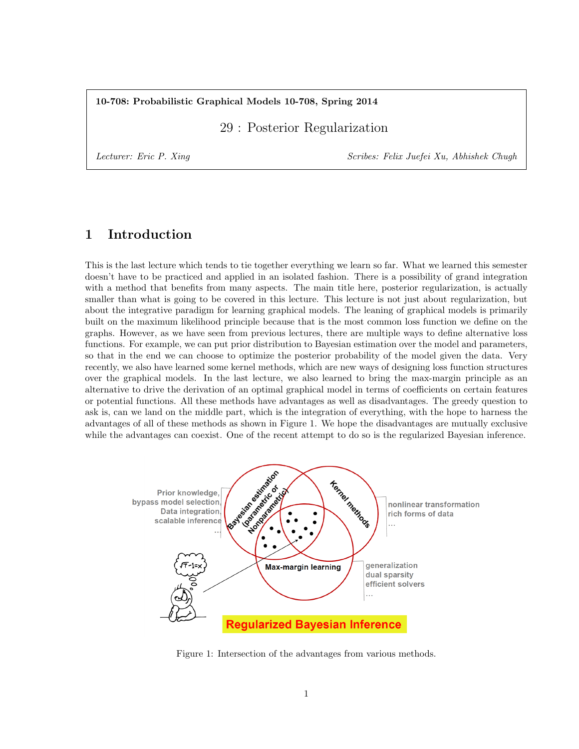**10-708: Probabilistic Graphical Models 10-708, Spring 2014**

# 29 : Posterior Regularization

*Lecturer: Eric P. Xing* | *Scribes: Felix Juefei Xu, Abhishek Chugh*

## 1 Introduction

This is the last lecture which tends to tie together everything we learn so far. What we learned this semester doesn't have to be practiced and applied in an isolated fashion. There is a possibility of grand integration with a method that benefits from many aspects. The main title here, posterior regularization, is actually smaller than what is going to be covered in this lecture. This lecture is not just about regularization, but about the integrative paradigm for learning graphical models. The leaning of graphical models is primarily built on the maximum likelihood principle because that is the most common loss function we define on the graphs. However, as we have seen from previous lectures, there are multiple ways to define alternative loss functions. For example, we can put prior distribution to Bayesian estimation over the model and parameters, so that in the end we can choose to optimize the posterior probability of the model given the data. Very recently, we also have learned some kernel methods, which are new ways of designing loss function structures over the graphical models. In the last lecture, we also learned to bring the max-margin principle as an alternative to drive the derivation of an optimal graphical model in terms of coefficients on certain features or potential functions. All these methods have advantages as well as disadvantages. The greedy question to ask is, can we land on the middle part, which is the integration of everything, with the hope to harness the advantages of all of these methods as shown in Figure 1. We hope the disadvantages are mutually exclusive while the advantages can coexist. One of the recent attempt to do so is the regularized Bayesian inference.

Figure 1: Intersection of the advantages from various methods.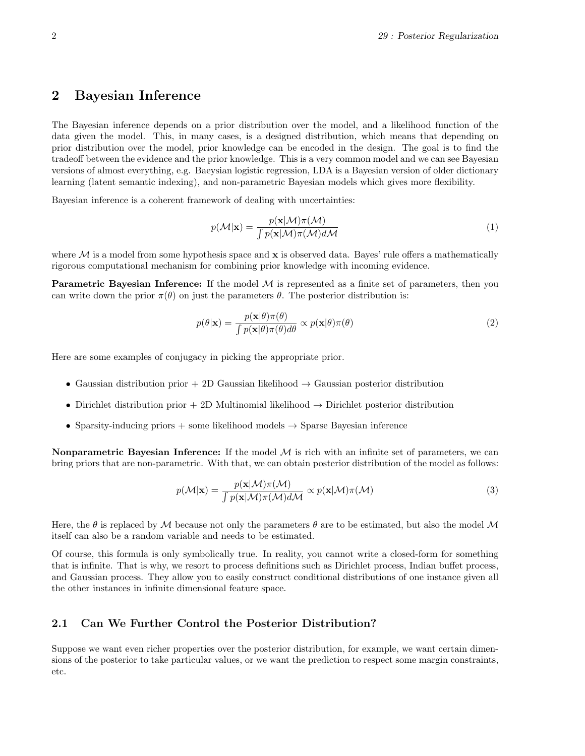## 2 Bayesian Inference

The Bayesian inference depends on a prior distribution over the model, and a likelihood function of the data given the model. This, in many cases, is a designed distribution, which means that depending on prior distribution over the model, prior knowledge can be encoded in the design. The goal is to find the tradeoff between the evidence and the prior knowledge. This is a very common model and we can see Bayesian versions of almost everything, e.g. Baeysian logistic regression, LDA is a Bayesian version of older dictionary learning (latent semantic indexing), and non-parametric Bayesian models which gives more flexibility.

Bayesian inference is a coherent framework of dealing with uncertainties:

$$p(\mathcal{M}|\mathbf{x}) = \frac{p(\mathbf{x}|\mathcal{M})\pi(\mathcal{M})}{\int p(\mathbf{x}|\mathcal{M})\pi(\mathcal{M})d\mathcal{M}} \tag{1}$$

where $\mathcal{M}$ is a model from some hypothesis space and $\mathbf{x}$ is observed data. Bayes' rule offers a mathematically rigorous computational mechanism for combining prior knowledge with incoming evidence.

**Parametric Bayesian Inference:** If the model $\mathcal{M}$ is represented as a finite set of parameters, then you can write down the prior $\pi(\theta)$ on just the parameters $\theta$. The posterior distribution is:

$$p(\theta|\mathbf{x}) = \frac{p(\mathbf{x}|\theta)\pi(\theta)}{\int p(\mathbf{x}|\theta)\pi(\theta)d\theta} \propto p(\mathbf{x}|\theta)\pi(\theta) \tag{2}$$

Here are some examples of conjugacy in picking the appropriate prior.

- Gaussian distribution prior + 2D Gaussian likelihood → Gaussian posterior distribution
- Dirichlet distribution prior + 2D Multinomial likelihood → Dirichlet posterior distribution
- Sparsity-inducing priors + some likelihood models → Sparse Bayesian inference

**Nonparametric Bayesian Inference:** If the model $\mathcal{M}$ is rich with an infinite set of parameters, we can bring priors that are non-parametric. With that, we can obtain posterior distribution of the model as follows:

$$p(\mathcal{M}|\mathbf{x}) = \frac{p(\mathbf{x}|\mathcal{M})\pi(\mathcal{M})}{\int p(\mathbf{x}|\mathcal{M})\pi(\mathcal{M})d\mathcal{M}} \propto p(\mathbf{x}|\mathcal{M})\pi(\mathcal{M}) \tag{3}$$

Here, the $\theta$ is replaced by $\mathcal{M}$ because not only the parameters $\theta$ are to be estimated, but also the model $\mathcal{M}$ itself can also be a random variable and needs to be estimated.

Of course, this formula is only symbolically true. In reality, you cannot write a closed-form for something that is infinite. That is why, we resort to process definitions such as Dirichlet process, Indian buffet process, and Gaussian process. They allow you to easily construct conditional distributions of one instance given all the other instances in infinite dimensional feature space.

### 2.1 Can We Further Control the Posterior Distribution?

Suppose we want even richer properties over the posterior distribution, for example, we want certain dimensions of the posterior to take particular values, or we want the prediction to respect some margin constraints, etc.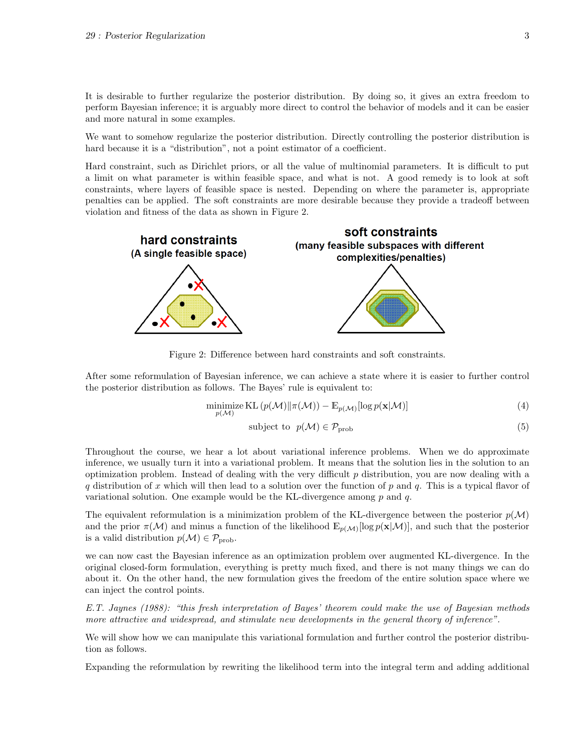It is desirable to further regularize the posterior distribution. By doing so, it gives an extra freedom to perform Bayesian inference; it is arguably more direct to control the behavior of models and it can be easier and more natural in some examples.

We want to somehow regularize the posterior distribution. Directly controlling the posterior distribution is hard because it is a "distribution", not a point estimator of a coefficient.

Hard constraint, such as Dirichlet priors, or all the value of multinomial parameters. It is difficult to put a limit on what parameter is within feasible space, and what is not. A good remedy is to look at soft constraints, where layers of feasible space is nested. Depending on where the parameter is, appropriate penalties can be applied. The soft constraints are more desirable because they provide a tradeoff between violation and fitness of the data as shown in Figure 2.

Figure 2: Difference between hard constraints and soft constraints.

After some reformulation of Bayesian inference, we can achieve a state where it is easier to further control the posterior distribution as follows. The Bayes' rule is equivalent to:

$$\underset{p(\mathcal{M})}{\text{minimize}}\,\text{KL}\left(p(\mathcal{M})\|\pi(\mathcal{M})\right) - \mathbb{E}_{p(\mathcal{M})}[\log p(\mathbf{x}|\mathcal{M})] \tag{4}$$

$$\text{subject to}\;\; p(\mathcal{M}) \in \mathcal{P}_{\text{prob}} \tag{5}$$

Throughout the course, we hear a lot about variational inference problems. When we do approximate inference, we usually turn it into a variational problem. It means that the solution lies in the solution to an optimization problem. Instead of dealing with the very difficult $p$ distribution, you are now dealing with a $q$ distribution of $x$ which will then lead to a solution over the function of $p$ and $q$. This is a typical flavor of variational solution. One example would be the KL-divergence among $p$ and $q$.

The equivalent reformulation is a minimization problem of the KL-divergence between the posterior $p(\mathcal{M})$ and the prior $\pi(\mathcal{M})$ and minus a function of the likelihood $\mathbb{E}_{p(\mathcal{M})}[\log p(\mathbf{x}|\mathcal{M})]$, and such that the posterior is a valid distribution $p(\mathcal{M}) \in \mathcal{P}_{\text{prob}}$.

we can now cast the Bayesian inference as an optimization problem over augmented KL-divergence. In the original closed-form formulation, everything is pretty much fixed, and there is not many things we can do about it. On the other hand, the new formulation gives the freedom of the entire solution space where we can inject the control points.

*E.T. Jaynes (1988): "this fresh interpretation of Bayes' theorem could make the use of Bayesian methods more attractive and widespread, and stimulate new developments in the general theory of inference".*

We will show how we can manipulate this variational formulation and further control the posterior distribution as follows.

Expanding the reformulation by rewriting the likelihood term into the integral term and adding additional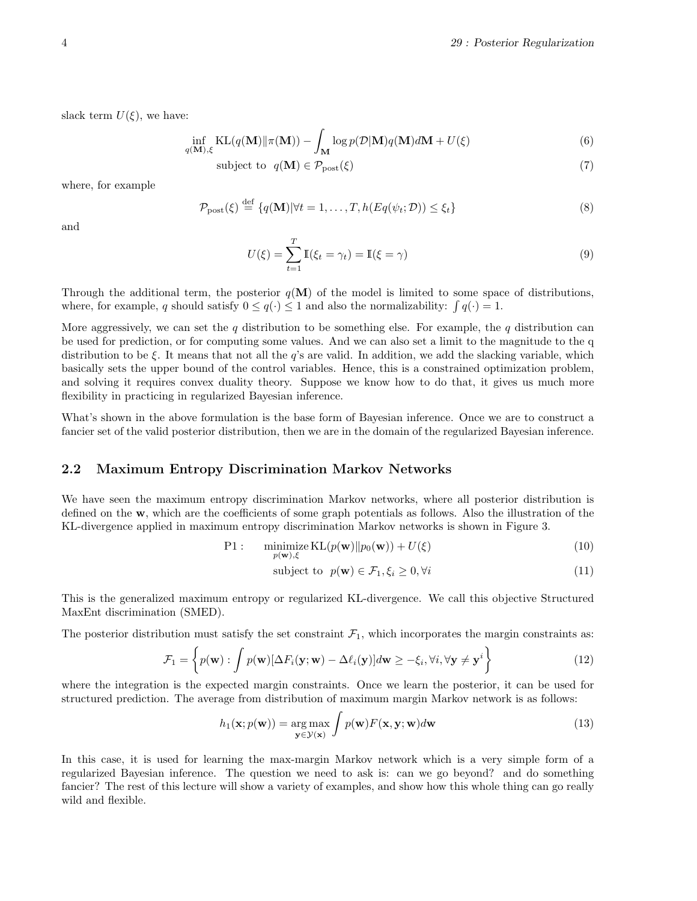slack term $U(\xi)$, we have:

$$\inf_{q(\mathbf{M}),\xi} \mathrm{KL}(q(\mathbf{M})\|\pi(\mathbf{M})) - \int_{\mathbf{M}} \log p(\mathcal{D}|\mathbf{M})q(\mathbf{M})d\mathbf{M} + U(\xi) \tag{6}$$

$$\text{subject to} \quad q(\mathbf{M}) \in \mathcal{P}_{\text{post}}(\xi) \tag{7}$$

where, for example

$$\mathcal{P}_{\text{post}}(\xi) \stackrel{\text{def}}{=} \{q(\mathbf{M})|\forall t = 1, \ldots, T, h(Eq(\psi_t; \mathcal{D})) \leq \xi_t\} \tag{8}$$

and

$$U(\xi) = \sum_{t=1}^{T} \mathbb{I}(\xi_t = \gamma_t) = \mathbb{I}(\xi = \gamma) \tag{9}$$

Through the additional term, the posterior $q(\mathbf{M})$ of the model is limited to some space of distributions, where, for example, $q$ should satisfy $0 \leq q(\cdot) \leq 1$ and also the normalizability: $\int q(\cdot) = 1$.

More aggressively, we can set the $q$ distribution to be something else. For example, the $q$ distribution can be used for prediction, or for computing some values. And we can also set a limit to the magnitude to the q distribution to be $\xi$. It means that not all the $q$'s are valid. In addition, we add the slacking variable, which basically sets the upper bound of the control variables. Hence, this is a constrained optimization problem, and solving it requires convex duality theory. Suppose we know how to do that, it gives us much more flexibility in practicing in regularized Bayesian inference.

What's shown in the above formulation is the base form of Bayesian inference. Once we are to construct a fancier set of the valid posterior distribution, then we are in the domain of the regularized Bayesian inference.

## 2.2 Maximum Entropy Discrimination Markov Networks

We have seen the maximum entropy discrimination Markov networks, where all posterior distribution is defined on the $\mathbf{w}$, which are the coefficients of some graph potentials as follows. Also the illustration of the KL-divergence applied in maximum entropy discrimination Markov networks is shown in Figure 3.

$$\text{P1}: \quad \underset{p(\mathbf{w}),\xi}{\text{minimize}} \, \mathrm{KL}(p(\mathbf{w})\|p_0(\mathbf{w})) + U(\xi) \tag{10}$$

$$\text{subject to} \quad p(\mathbf{w}) \in \mathcal{F}_1, \xi_i \geq 0, \forall i \tag{11}$$

This is the generalized maximum entropy or regularized KL-divergence. We call this objective Structured MaxEnt discrimination (SMED).

The posterior distribution must satisfy the set constraint $\mathcal{F}_1$, which incorporates the margin constraints as:

$$\mathcal{F}_1 = \left\{ p(\mathbf{w}) : \int p(\mathbf{w})[\Delta F_i(\mathbf{y}; \mathbf{w}) - \Delta \ell_i(\mathbf{y})]d\mathbf{w} \geq -\xi_i, \forall i, \forall \mathbf{y} \neq \mathbf{y}^i \right\} \tag{12}$$

where the integration is the expected margin constraints. Once we learn the posterior, it can be used for structured prediction. The average from distribution of maximum margin Markov network is as follows:

$$h_1(\mathbf{x}; p(\mathbf{w})) = \underset{\mathbf{y} \in \mathcal{Y}(\mathbf{x})}{\arg\max} \int p(\mathbf{w}) F(\mathbf{x}, \mathbf{y}; \mathbf{w}) d\mathbf{w} \tag{13}$$

In this case, it is used for learning the max-margin Markov network which is a very simple form of a regularized Bayesian inference. The question we need to ask is: can we go beyond? and do something fancier? The rest of this lecture will show a variety of examples, and show how this whole thing can go really wild and flexible.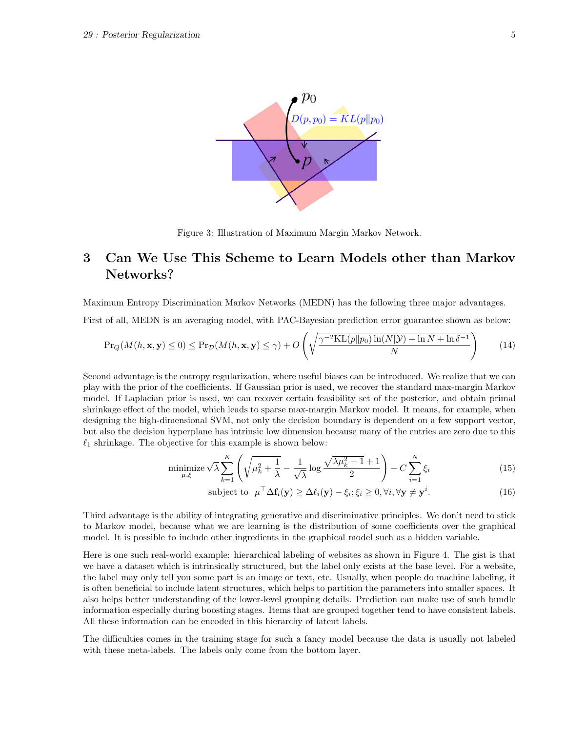Figure 3: Illustration of Maximum Margin Markov Network.

# 3 Can We Use This Scheme to Learn Models other than Markov Networks?

Maximum Entropy Discrimination Markov Networks (MEDN) has the following three major advantages.

First of all, MEDN is an averaging model, with PAC-Bayesian prediction error guarantee shown as below:

$$\Pr_Q(M(h, \mathbf{x}, \mathbf{y}) \leq 0) \leq \Pr_{\mathcal{D}}(M(h, \mathbf{x}, \mathbf{y}) \leq \gamma) + O\left(\sqrt{\frac{\gamma^{-2}\mathrm{KL}(p\|p_0)\ln(N|\mathcal{Y}) + \ln N + \ln \delta^{-1}}{N}}\right) \tag{14}$$

Second advantage is the entropy regularization, where useful biases can be introduced. We realize that we can play with the prior of the coefficients. If Gaussian prior is used, we recover the standard max-margin Markov model. If Laplacian prior is used, we can recover certain feasibility set of the posterior, and obtain primal shrinkage effect of the model, which leads to sparse max-margin Markov model. It means, for example, when designing the high-dimensional SVM, not only the decision boundary is dependent on a few support vector, but also the decision hyperplane has intrinsic low dimension because many of the entries are zero due to this $\ell_1$ shrinkage. The objective for this example is shown below:

$$\underset{\mu,\xi}{\text{minimize}} \sqrt{\lambda}\sum_{k=1}^{K}\left(\sqrt{\mu_k^2 + \frac{1}{\lambda}} - \frac{1}{\sqrt{\lambda}}\log\frac{\sqrt{\lambda\mu_k^2+1}+1}{2}\right) + C\sum_{i=1}^{N}\xi_i \tag{15}$$

$$\text{subject to } \ \mu^\top \Delta\mathbf{f}_i(\mathbf{y}) \geq \Delta\ell_i(\mathbf{y}) - \xi_i; \xi_i \geq 0, \forall i, \forall \mathbf{y} \neq \mathbf{y}^i. \tag{16}$$

Third advantage is the ability of integrating generative and discriminative principles. We don't need to stick to Markov model, because what we are learning is the distribution of some coefficients over the graphical model. It is possible to include other ingredients in the graphical model such as a hidden variable.

Here is one such real-world example: hierarchical labeling of websites as shown in Figure 4. The gist is that we have a dataset which is intrinsically structured, but the label only exists at the base level. For a website, the label may only tell you some part is an image or text, etc. Usually, when people do machine labeling, it is often beneficial to include latent structures, which helps to partition the parameters into smaller spaces. It also helps better understanding of the lower-level grouping details. Prediction can make use of such bundle information especially during boosting stages. Items that are grouped together tend to have consistent labels. All these information can be encoded in this hierarchy of latent labels.

The difficulties comes in the training stage for such a fancy model because the data is usually not labeled with these meta-labels. The labels only come from the bottom layer.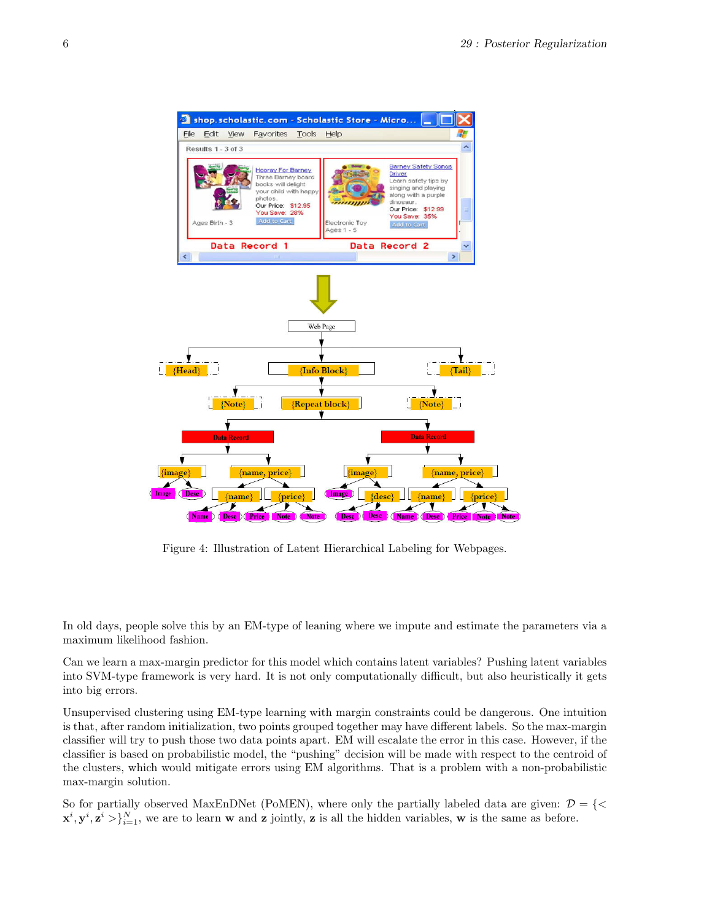Figure 4: Illustration of Latent Hierarchical Labeling for Webpages.

In old days, people solve this by an EM-type of leaning where we impute and estimate the parameters via a maximum likelihood fashion.

Can we learn a max-margin predictor for this model which contains latent variables? Pushing latent variables into SVM-type framework is very hard. It is not only computationally difficult, but also heuristically it gets into big errors.

Unsupervised clustering using EM-type learning with margin constraints could be dangerous. One intuition is that, after random initialization, two points grouped together may have different labels. So the max-margin classifier will try to push those two data points apart. EM will escalate the error in this case. However, if the classifier is based on probabilistic model, the "pushing" decision will be made with respect to the centroid of the clusters, which would mitigate errors using EM algorithms. That is a problem with a non-probabilistic max-margin solution.

So for partially observed MaxEnDNet (PoMEN), where only the partially labeled data are given: $\mathcal{D} = \{< \mathbf{x}^i, \mathbf{y}^i, \mathbf{z}^i >\}_{i=1}^N$, we are to learn $\mathbf{w}$ and $\mathbf{z}$ jointly, $\mathbf{z}$ is all the hidden variables, $\mathbf{w}$ is the same as before.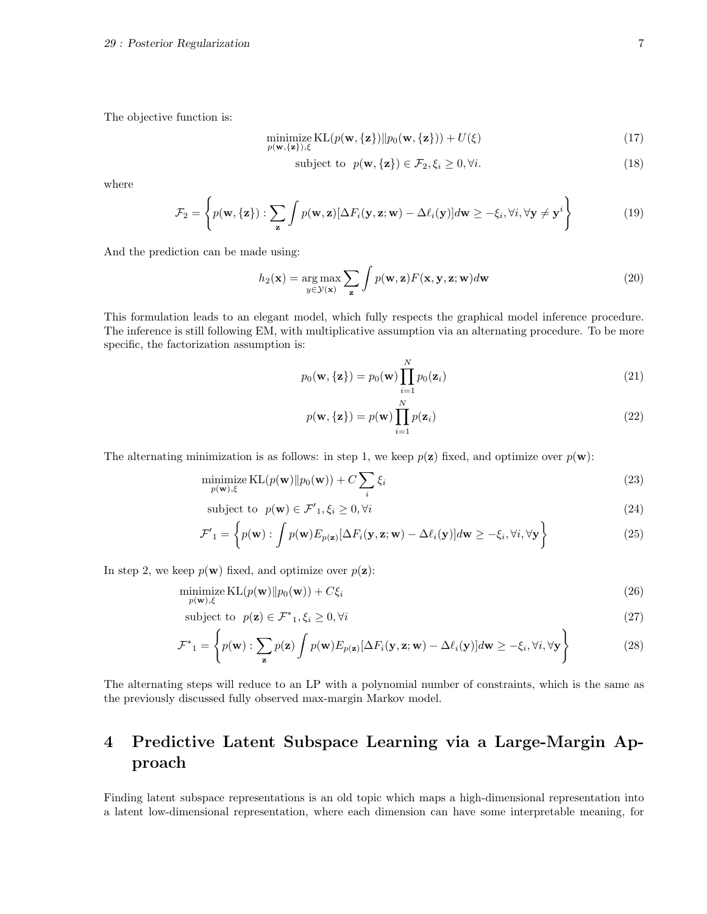The objective function is:

$$\underset{p(\mathbf{w},\{\mathbf{z}\}),\xi}{\text{minimize}}\, \text{KL}(p(\mathbf{w},\{\mathbf{z}\})\|p_0(\mathbf{w},\{\mathbf{z}\})) + U(\xi) \tag{17}$$

$$\text{subject to} \;\; p(\mathbf{w},\{\mathbf{z}\}) \in \mathcal{F}_2, \xi_i \geq 0, \forall i. \tag{18}$$

where

$$\mathcal{F}_2 = \left\{ p(\mathbf{w},\{\mathbf{z}\}) : \sum_{\mathbf{z}} \int p(\mathbf{w},\mathbf{z})[\Delta F_i(\mathbf{y},\mathbf{z};\mathbf{w}) - \Delta\ell_i(\mathbf{y})]d\mathbf{w} \geq -\xi_i, \forall i, \forall \mathbf{y} \neq \mathbf{y}^i \right\} \tag{19}$$

And the prediction can be made using:

$$h_2(\mathbf{x}) = \underset{y \in \mathcal{Y}(\mathbf{x})}{\arg\max} \sum_{\mathbf{z}} \int p(\mathbf{w},\mathbf{z}) F(\mathbf{x},\mathbf{y},\mathbf{z};\mathbf{w}) d\mathbf{w} \tag{20}$$

This formulation leads to an elegant model, which fully respects the graphical model inference procedure. The inference is still following EM, with multiplicative assumption via an alternating procedure. To be more specific, the factorization assumption is:

$$p_0(\mathbf{w},\{\mathbf{z}\}) = p_0(\mathbf{w}) \prod_{i=1}^{N} p_0(\mathbf{z}_i) \tag{21}$$

$$p(\mathbf{w},\{\mathbf{z}\}) = p(\mathbf{w}) \prod_{i=1}^{N} p(\mathbf{z}_i) \tag{22}$$

The alternating minimization is as follows: in step 1, we keep $p(\mathbf{z})$ fixed, and optimize over $p(\mathbf{w})$:

$$\underset{p(\mathbf{w}),\xi}{\text{minimize}}\, \text{KL}(p(\mathbf{w})\|p_0(\mathbf{w})) + C\sum_i \xi_i \tag{23}$$

$$\text{subject to} \;\; p(\mathbf{w}) \in \mathcal{F}'_1, \xi_i \geq 0, \forall i \tag{24}$$

$$\mathcal{F}'_1 = \left\{ p(\mathbf{w}) : \int p(\mathbf{w}) E_{p(\mathbf{z})}[\Delta F_i(\mathbf{y},\mathbf{z};\mathbf{w}) - \Delta\ell_i(\mathbf{y})]d\mathbf{w} \geq -\xi_i, \forall i, \forall \mathbf{y} \right\} \tag{25}$$

In step 2, we keep $p(\mathbf{w})$ fixed, and optimize over $p(\mathbf{z})$:

$$\underset{p(\mathbf{w}),\xi}{\text{minimize}}\, \text{KL}(p(\mathbf{w})\|p_0(\mathbf{w})) + C\xi_i \tag{26}$$

$$\text{subject to} \;\; p(\mathbf{z}) \in \mathcal{F}^*_1, \xi_i \geq 0, \forall i \tag{27}$$

$$\mathcal{F}^*_1 = \left\{ p(\mathbf{w}) : \sum_{\mathbf{z}} p(\mathbf{z}) \int p(\mathbf{w}) E_{p(\mathbf{z})}[\Delta F_i(\mathbf{y},\mathbf{z};\mathbf{w}) - \Delta\ell_i(\mathbf{y})]d\mathbf{w} \geq -\xi_i, \forall i, \forall \mathbf{y} \right\} \tag{28}$$

The alternating steps will reduce to an LP with a polynomial number of constraints, which is the same as the previously discussed fully observed max-margin Markov model.

# 4 Predictive Latent Subspace Learning via a Large-Margin Approach

Finding latent subspace representations is an old topic which maps a high-dimensional representation into a latent low-dimensional representation, where each dimension can have some interpretable meaning, for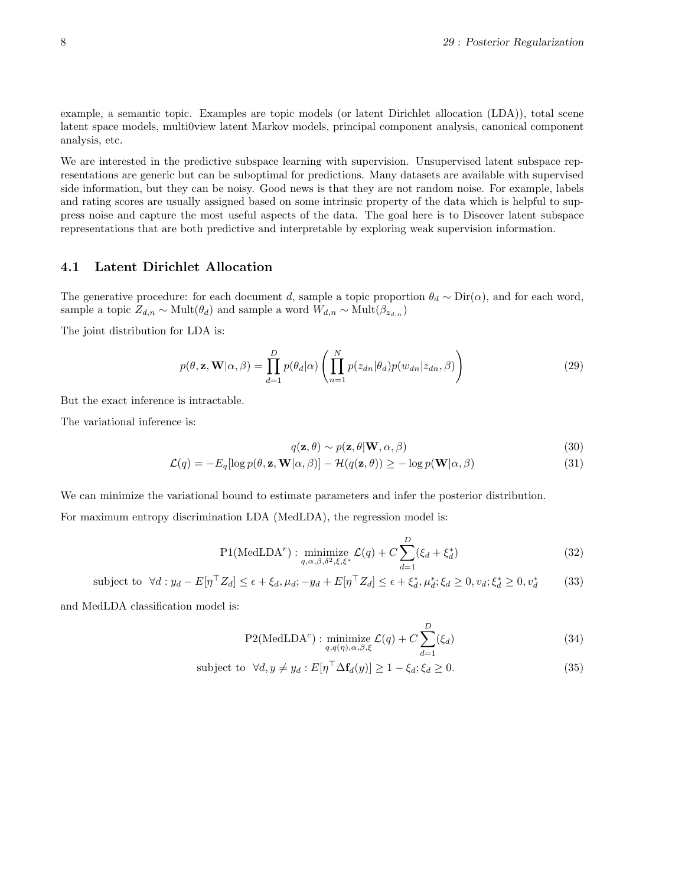example, a semantic topic. Examples are topic models (or latent Dirichlet allocation (LDA)), total scene latent space models, multi0view latent Markov models, principal component analysis, canonical component analysis, etc.

We are interested in the predictive subspace learning with supervision. Unsupervised latent subspace representations are generic but can be suboptimal for predictions. Many datasets are available with supervised side information, but they can be noisy. Good news is that they are not random noise. For example, labels and rating scores are usually assigned based on some intrinsic property of the data which is helpful to suppress noise and capture the most useful aspects of the data. The goal here is to Discover latent subspace representations that are both predictive and interpretable by exploring weak supervision information.

### 4.1 Latent Dirichlet Allocation

The generative procedure: for each document $d$, sample a topic proportion $\theta_d \sim \mathrm{Dir}(\alpha)$, and for each word, sample a topic $Z_{d,n} \sim \mathrm{Mult}(\theta_d)$ and sample a word $W_{d,n} \sim \mathrm{Mult}(\beta_{z_{d,n}})$

The joint distribution for LDA is:

$$p(\theta, \mathbf{z}, \mathbf{W}|\alpha, \beta) = \prod_{d=1}^{D} p(\theta_d|\alpha) \left( \prod_{n=1}^{N} p(z_{dn}|\theta_d) p(w_{dn}|z_{dn}, \beta) \right) \tag{29}$$

But the exact inference is intractable.

The variational inference is:

$$q(\mathbf{z}, \theta) \sim p(\mathbf{z}, \theta|\mathbf{W}, \alpha, \beta) \tag{30}$$

$$\mathcal{L}(q) = -E_q[\log p(\theta, \mathbf{z}, \mathbf{W}|\alpha, \beta)] - \mathcal{H}(q(\mathbf{z}, \theta)) \geq -\log p(\mathbf{W}|\alpha, \beta) \tag{31}$$

We can minimize the variational bound to estimate parameters and infer the posterior distribution.

For maximum entropy discrimination LDA (MedLDA), the regression model is:

$$\mathrm{P1}(\mathrm{MedLDA}^r) : \underset{q,\alpha,\beta,\delta^2,\xi,\xi^*}{\text{minimize}} \ \mathcal{L}(q) + C \sum_{d=1}^{D} (\xi_d + \xi_d^*) \tag{32}$$

$$\text{subject to } \ \forall d : y_d - E[\eta^\top Z_d] \leq \epsilon + \xi_d, \mu_d; -y_d + E[\eta^\top Z_d] \leq \epsilon + \xi_d^*, \mu_d^*; \xi_d \geq 0, v_d; \xi_d^* \geq 0, v_d^* \tag{33}$$

and MedLDA classification model is:

$$\mathrm{P2}(\mathrm{MedLDA}^c) : \underset{q,q(\eta),\alpha,\beta,\xi}{\text{minimize}} \ \mathcal{L}(q) + C \sum_{d=1}^{D} (\xi_d) \tag{34}$$

$$\text{subject to } \ \forall d, y \neq y_d : E[\eta^\top \Delta \mathbf{f}_d(y)] \geq 1 - \xi_d; \xi_d \geq 0. \tag{35}$$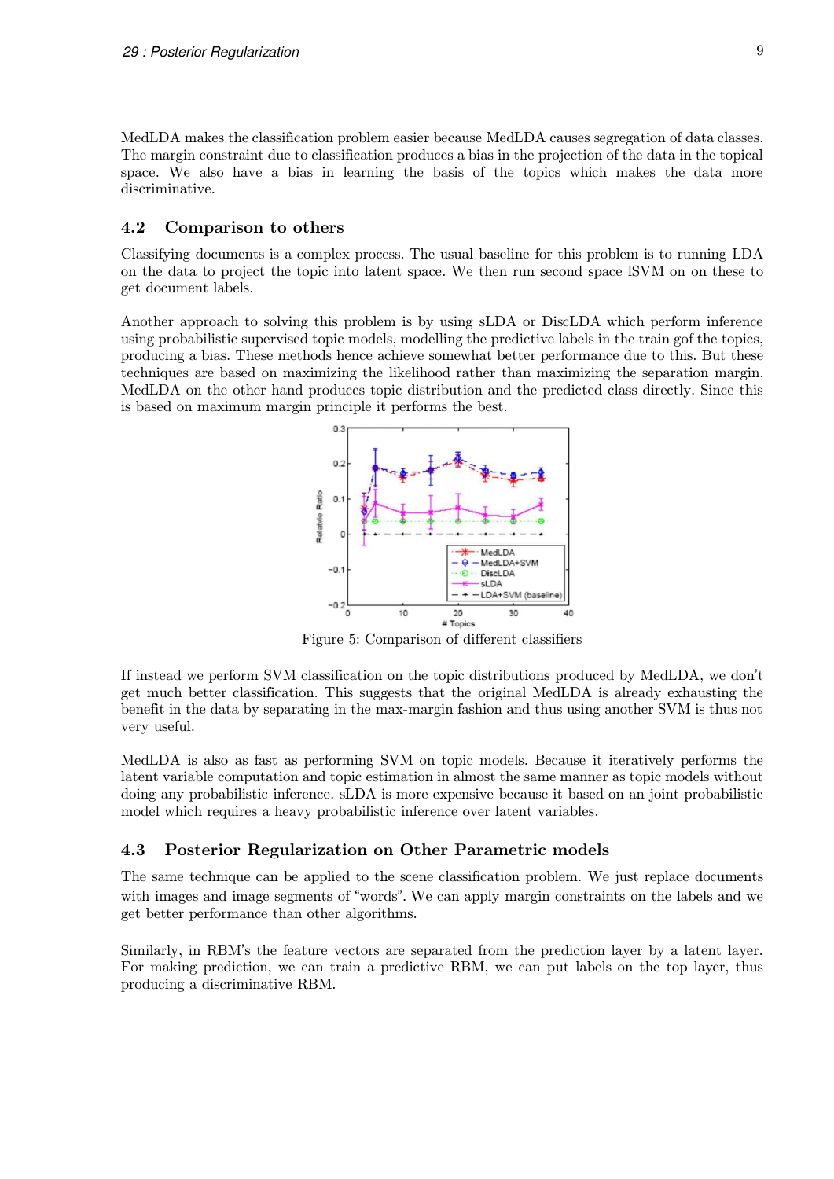MedLDA makes the classification problem easier because MedLDA causes segregation of data classes. The margin constraint due to classification produces a bias in the projection of the data in the topical space. We also have a bias in learning the basis of the topics which makes the data more discriminative.

## 4.2 Comparison to others

Classifying documents is a complex process. The usual baseline for this problem is to running LDA on the data to project the topic into latent space. We then run second space lSVM on on these to get document labels.

Another approach to solving this problem is by using sLDA or DiscLDA which perform inference using probabilistic supervised topic models, modelling the predictive labels in the train gof the topics, producing a bias. These methods hence achieve somewhat better performance due to this. But these techniques are based on maximizing the likelihood rather than maximizing the separation margin. MedLDA on the other hand produces topic distribution and the predicted class directly. Since this is based on maximum margin principle it performs the best.

Figure 5: Comparison of different classifiers

If instead we perform SVM classification on the topic distributions produced by MedLDA, we don't get much better classification. This suggests that the original MedLDA is already exhausting the benefit in the data by separating in the max-margin fashion and thus using another SVM is thus not very useful.

MedLDA is also as fast as performing SVM on topic models. Because it iteratively performs the latent variable computation and topic estimation in almost the same manner as topic models without doing any probabilistic inference. sLDA is more expensive because it based on an joint probabilistic model which requires a heavy probabilistic inference over latent variables.

## 4.3 Posterior Regularization on Other Parametric models

The same technique can be applied to the scene classification problem. We just replace documents with images and image segments of "words". We can apply margin constraints on the labels and we get better performance than other algorithms.

Similarly, in RBM's the feature vectors are separated from the prediction layer by a latent layer. For making prediction, we can train a predictive RBM, we can put labels on the top layer, thus producing a discriminative RBM.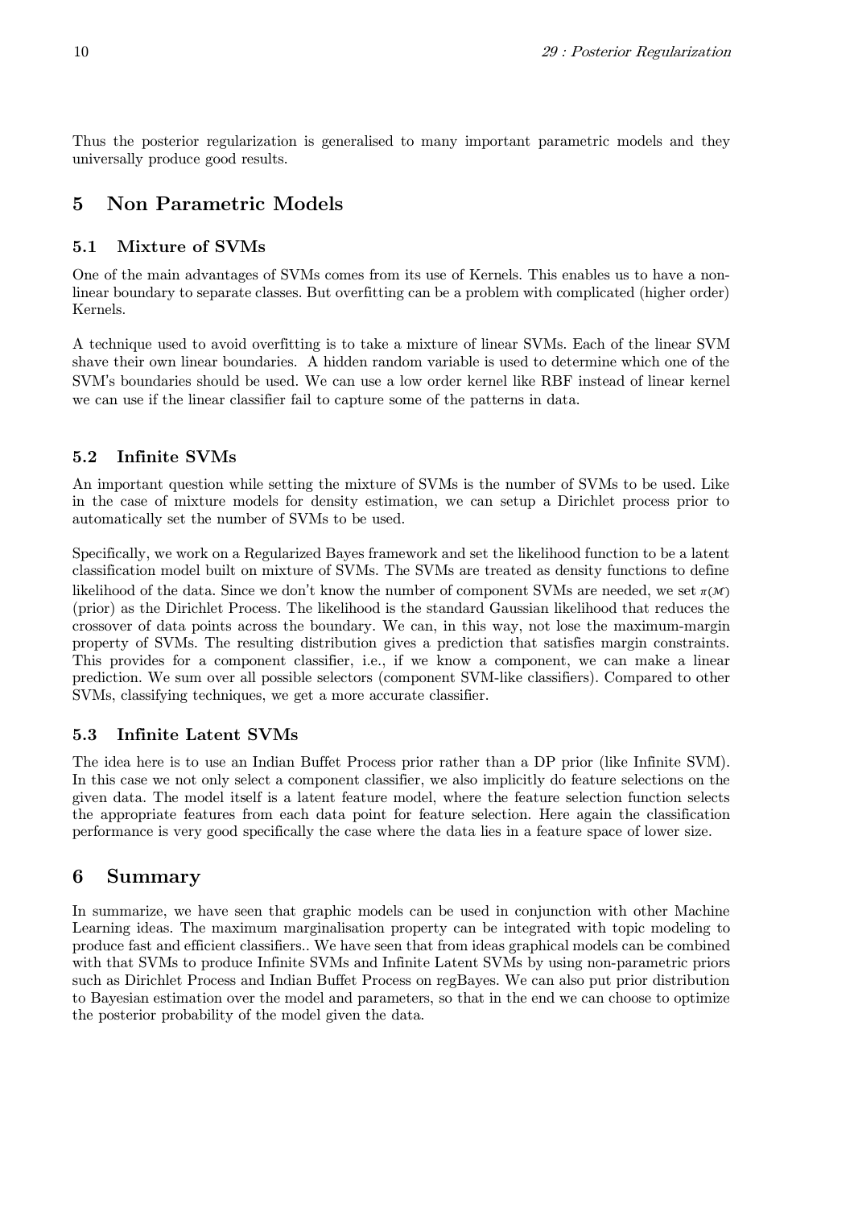Thus the posterior regularization is generalised to many important parametric models and they universally produce good results.

## 5 Non Parametric Models

### 5.1 Mixture of SVMs

One of the main advantages of SVMs comes from its use of Kernels. This enables us to have a non-linear boundary to separate classes. But overfitting can be a problem with complicated (higher order) Kernels.

A technique used to avoid overfitting is to take a mixture of linear SVMs. Each of the linear SVM shave their own linear boundaries. A hidden random variable is used to determine which one of the SVM's boundaries should be used. We can use a low order kernel like RBF instead of linear kernel we can use if the linear classifier fail to capture some of the patterns in data.

### 5.2 Infinite SVMs

An important question while setting the mixture of SVMs is the number of SVMs to be used. Like in the case of mixture models for density estimation, we can setup a Dirichlet process prior to automatically set the number of SVMs to be used.

Specifically, we work on a Regularized Bayes framework and set the likelihood function to be a latent classification model built on mixture of SVMs. The SVMs are treated as density functions to define likelihood of the data. Since we don't know the number of component SVMs are needed, we set $\pi(\mathcal{M})$ (prior) as the Dirichlet Process. The likelihood is the standard Gaussian likelihood that reduces the crossover of data points across the boundary. We can, in this way, not lose the maximum-margin property of SVMs. The resulting distribution gives a prediction that satisfies margin constraints. This provides for a component classifier, i.e., if we know a component, we can make a linear prediction. We sum over all possible selectors (component SVM-like classifiers). Compared to other SVMs, classifying techniques, we get a more accurate classifier.

### 5.3 Infinite Latent SVMs

The idea here is to use an Indian Buffet Process prior rather than a DP prior (like Infinite SVM). In this case we not only select a component classifier, we also implicitly do feature selections on the given data. The model itself is a latent feature model, where the feature selection function selects the appropriate features from each data point for feature selection. Here again the classification performance is very good specifically the case where the data lies in a feature space of lower size.

## 6 Summary

In summarize, we have seen that graphic models can be used in conjunction with other Machine Learning ideas. The maximum marginalisation property can be integrated with topic modeling to produce fast and efficient classifiers.. We have seen that from ideas graphical models can be combined with that SVMs to produce Infinite SVMs and Infinite Latent SVMs by using non-parametric priors such as Dirichlet Process and Indian Buffet Process on regBayes. We can also put prior distribution to Bayesian estimation over the model and parameters, so that in the end we can choose to optimize the posterior probability of the model given the data.